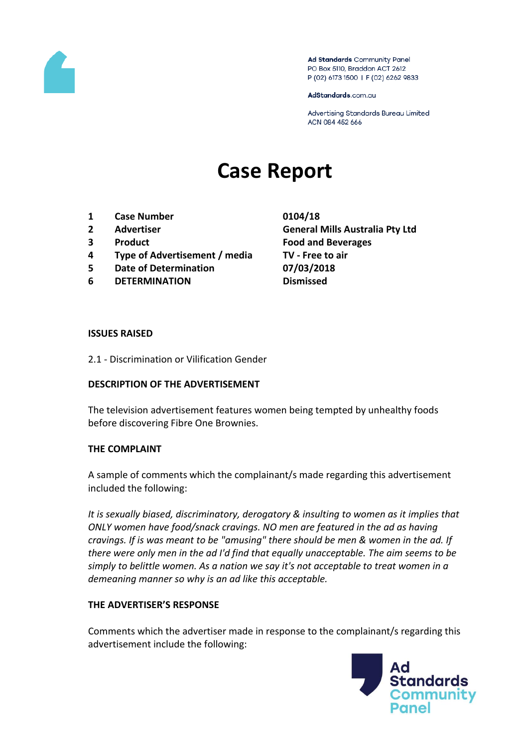Ad Standards Community Panel
PO Box 5110, Braddon ACT 2612
P (02) 6173 1500 | F (02) 6262 9833

AdStandards.com.au

Advertising Standards Bureau Limited
ACN 084 452 666

# Case Report

| | | |
|---|---|---|
| 1 | Case Number | 0104/18 |
| 2 | Advertiser | General Mills Australia Pty Ltd |
| 3 | Product | Food and Beverages |
| 4 | Type of Advertisement / media | TV - Free to air |
| 5 | Date of Determination | 07/03/2018 |
| 6 | DETERMINATION | Dismissed |

**ISSUES RAISED**

2.1 - Discrimination or Vilification Gender

**DESCRIPTION OF THE ADVERTISEMENT**

The television advertisement features women being tempted by unhealthy foods before discovering Fibre One Brownies.

**THE COMPLAINT**

A sample of comments which the complainant/s made regarding this advertisement included the following:

*It is sexually biased, discriminatory, derogatory & insulting to women as it implies that ONLY women have food/snack cravings. NO men are featured in the ad as having cravings. If is was meant to be "amusing" there should be men & women in the ad. If there were only men in the ad I'd find that equally unacceptable. The aim seems to be simply to belittle women. As a nation we say it's not acceptable to treat women in a demeaning manner so why is an ad like this acceptable.*

**THE ADVERTISER'S RESPONSE**

Comments which the advertiser made in response to the complainant/s regarding this advertisement include the following: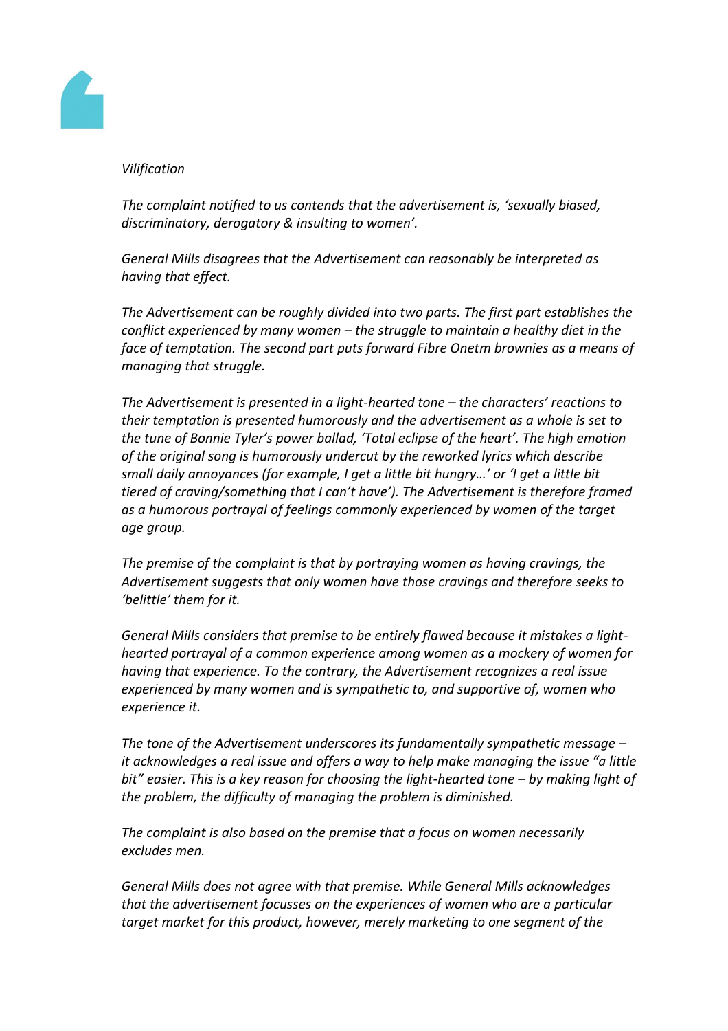*Vilification*

*The complaint notified to us contends that the advertisement is, 'sexually biased, discriminatory, derogatory & insulting to women'.*

*General Mills disagrees that the Advertisement can reasonably be interpreted as having that effect.*

*The Advertisement can be roughly divided into two parts. The first part establishes the conflict experienced by many women – the struggle to maintain a healthy diet in the face of temptation. The second part puts forward Fibre Onetm brownies as a means of managing that struggle.*

*The Advertisement is presented in a light-hearted tone – the characters' reactions to their temptation is presented humorously and the advertisement as a whole is set to the tune of Bonnie Tyler's power ballad, 'Total eclipse of the heart'. The high emotion of the original song is humorously undercut by the reworked lyrics which describe small daily annoyances (for example, I get a little bit hungry…' or 'I get a little bit tiered of craving/something that I can't have'). The Advertisement is therefore framed as a humorous portrayal of feelings commonly experienced by women of the target age group.*

*The premise of the complaint is that by portraying women as having cravings, the Advertisement suggests that only women have those cravings and therefore seeks to 'belittle' them for it.*

*General Mills considers that premise to be entirely flawed because it mistakes a light-hearted portrayal of a common experience among women as a mockery of women for having that experience. To the contrary, the Advertisement recognizes a real issue experienced by many women and is sympathetic to, and supportive of, women who experience it.*

*The tone of the Advertisement underscores its fundamentally sympathetic message – it acknowledges a real issue and offers a way to help make managing the issue "a little bit" easier. This is a key reason for choosing the light-hearted tone – by making light of the problem, the difficulty of managing the problem is diminished.*

*The complaint is also based on the premise that a focus on women necessarily excludes men.*

*General Mills does not agree with that premise. While General Mills acknowledges that the advertisement focusses on the experiences of women who are a particular target market for this product, however, merely marketing to one segment of the*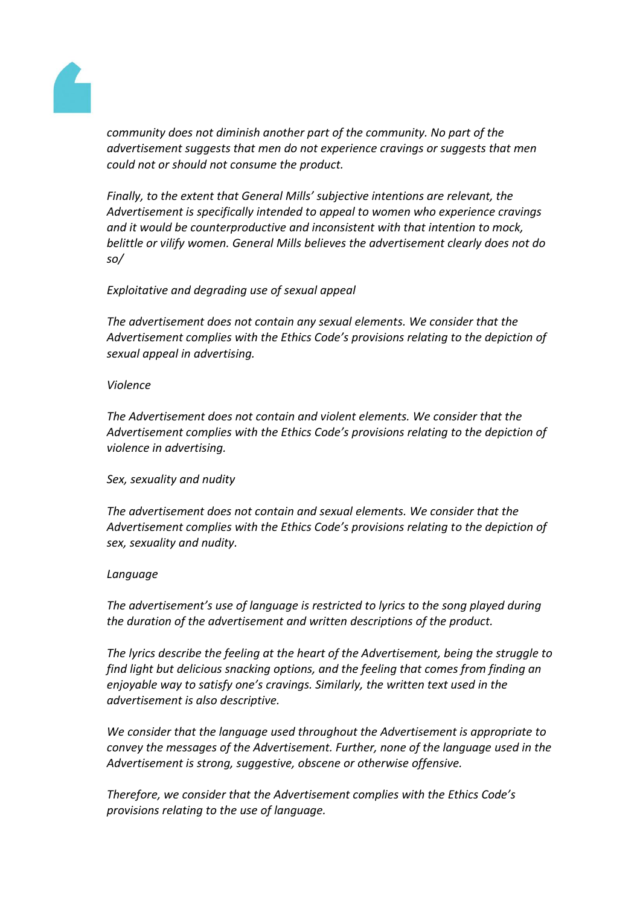*community does not diminish another part of the community. No part of the advertisement suggests that men do not experience cravings or suggests that men could not or should not consume the product.*

*Finally, to the extent that General Mills' subjective intentions are relevant, the Advertisement is specifically intended to appeal to women who experience cravings and it would be counterproductive and inconsistent with that intention to mock, belittle or vilify women. General Mills believes the advertisement clearly does not do so/*

*Exploitative and degrading use of sexual appeal*

*The advertisement does not contain any sexual elements. We consider that the Advertisement complies with the Ethics Code's provisions relating to the depiction of sexual appeal in advertising.*

*Violence*

*The Advertisement does not contain and violent elements. We consider that the Advertisement complies with the Ethics Code's provisions relating to the depiction of violence in advertising.*

*Sex, sexuality and nudity*

*The advertisement does not contain and sexual elements. We consider that the Advertisement complies with the Ethics Code's provisions relating to the depiction of sex, sexuality and nudity.*

*Language*

*The advertisement's use of language is restricted to lyrics to the song played during the duration of the advertisement and written descriptions of the product.*

*The lyrics describe the feeling at the heart of the Advertisement, being the struggle to find light but delicious snacking options, and the feeling that comes from finding an enjoyable way to satisfy one's cravings. Similarly, the written text used in the advertisement is also descriptive.*

*We consider that the language used throughout the Advertisement is appropriate to convey the messages of the Advertisement. Further, none of the language used in the Advertisement is strong, suggestive, obscene or otherwise offensive.*

*Therefore, we consider that the Advertisement complies with the Ethics Code's provisions relating to the use of language.*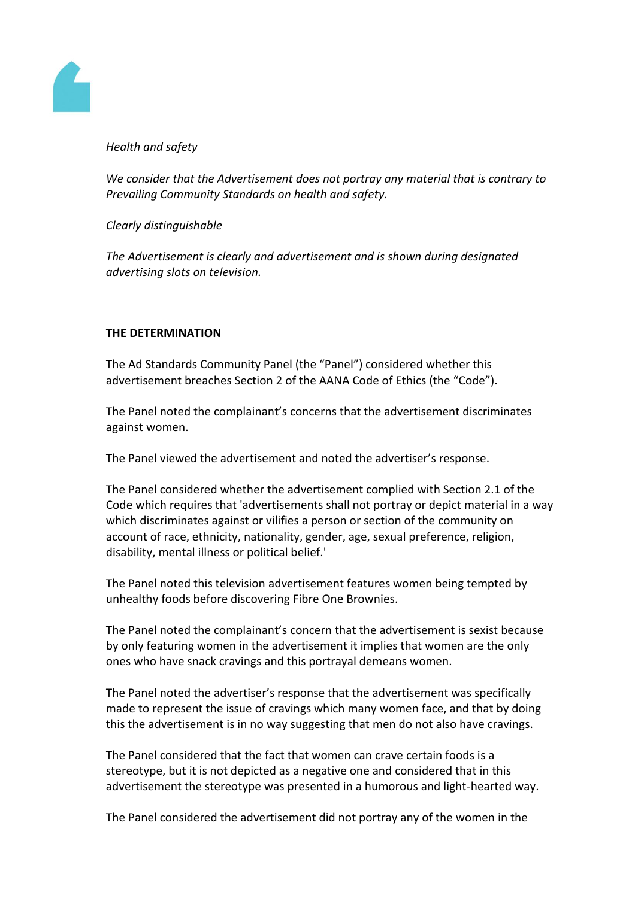*Health and safety*

*We consider that the Advertisement does not portray any material that is contrary to Prevailing Community Standards on health and safety.*

*Clearly distinguishable*

*The Advertisement is clearly and advertisement and is shown during designated advertising slots on television.*

**THE DETERMINATION**

The Ad Standards Community Panel (the "Panel") considered whether this advertisement breaches Section 2 of the AANA Code of Ethics (the "Code").

The Panel noted the complainant's concerns that the advertisement discriminates against women.

The Panel viewed the advertisement and noted the advertiser's response.

The Panel considered whether the advertisement complied with Section 2.1 of the Code which requires that 'advertisements shall not portray or depict material in a way which discriminates against or vilifies a person or section of the community on account of race, ethnicity, nationality, gender, age, sexual preference, religion, disability, mental illness or political belief.'

The Panel noted this television advertisement features women being tempted by unhealthy foods before discovering Fibre One Brownies.

The Panel noted the complainant's concern that the advertisement is sexist because by only featuring women in the advertisement it implies that women are the only ones who have snack cravings and this portrayal demeans women.

The Panel noted the advertiser's response that the advertisement was specifically made to represent the issue of cravings which many women face, and that by doing this the advertisement is in no way suggesting that men do not also have cravings.

The Panel considered that the fact that women can crave certain foods is a stereotype, but it is not depicted as a negative one and considered that in this advertisement the stereotype was presented in a humorous and light-hearted way.

The Panel considered the advertisement did not portray any of the women in the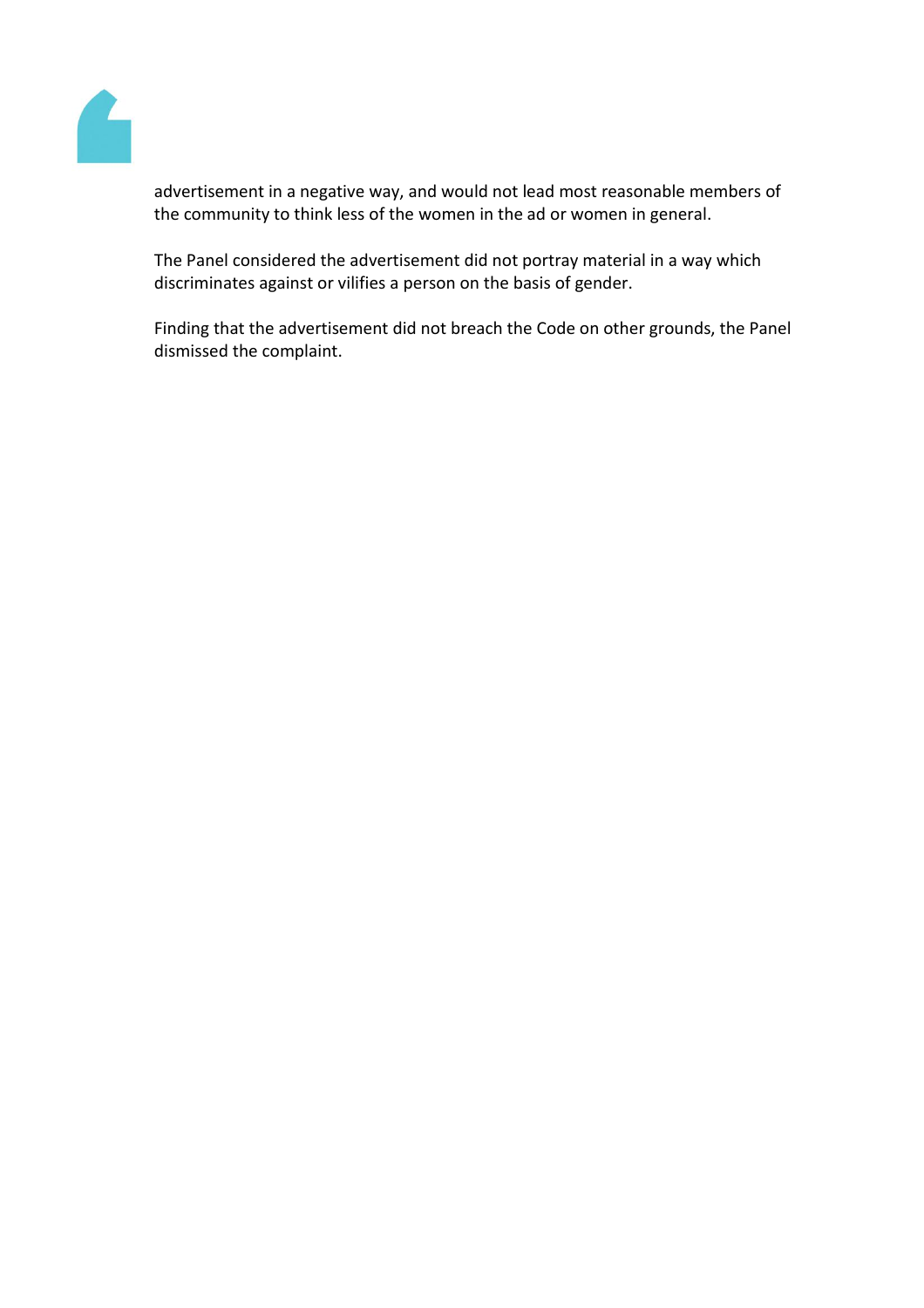advertisement in a negative way, and would not lead most reasonable members of the community to think less of the women in the ad or women in general.

The Panel considered the advertisement did not portray material in a way which discriminates against or vilifies a person on the basis of gender.

Finding that the advertisement did not breach the Code on other grounds, the Panel dismissed the complaint.